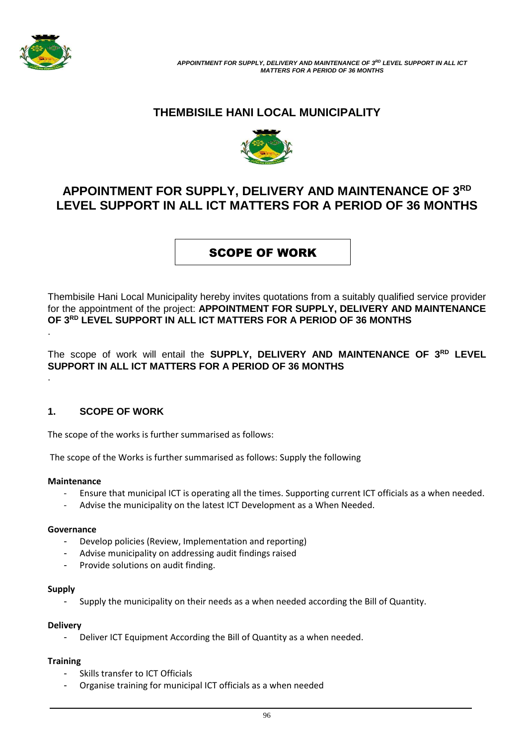# THEMBISILE HANI LOCAL MUNICIPALITY

## APPOINTMENT FOR SUPPLY, DELIVERY AND MAINTENANCE OF 3RD LEVEL SUPPORT IN ALL ICT MATTERS FOR A PERIOD OF 36 MONTHS

## SCOPE OF WORK

Thembisile Hani Local Municipality hereby invites quotations from a suitably qualified service provider for the appointment of the project: **APPOINTMENT FOR SUPPLY, DELIVERY AND MAINTENANCE OF 3RD LEVEL SUPPORT IN ALL ICT MATTERS FOR A PERIOD OF 36 MONTHS**

.

The scope of work will entail the **SUPPLY, DELIVERY AND MAINTENANCE OF 3RD LEVEL SUPPORT IN ALL ICT MATTERS FOR A PERIOD OF 36 MONTHS**

.

### 1. SCOPE OF WORK

The scope of the works is further summarised as follows:

The scope of the Works is further summarised as follows: Supply the following

**Maintenance**

- Ensure that municipal ICT is operating all the times. Supporting current ICT officials as a when needed.
- Advise the municipality on the latest ICT Development as a When Needed.

**Governance**

- Develop policies (Review, Implementation and reporting)
- Advise municipality on addressing audit findings raised
- Provide solutions on audit finding.

**Supply**

- Supply the municipality on their needs as a when needed according the Bill of Quantity.

**Delivery**

- Deliver ICT Equipment According the Bill of Quantity as a when needed.

**Training**

- Skills transfer to ICT Officials
- Organise training for municipal ICT officials as a when needed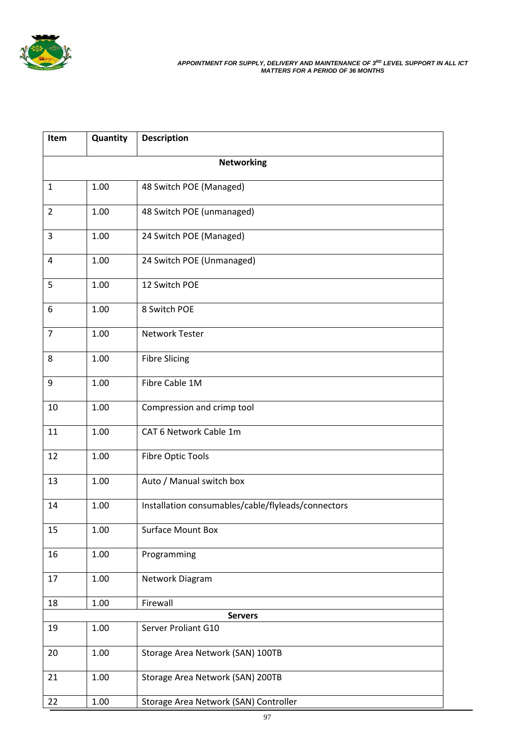| Item | Quantity | Description |
|---|---|---|
| | | **Networking** |
| 1 | 1.00 | 48 Switch POE (Managed) |
| 2 | 1.00 | 48 Switch POE (unmanaged) |
| 3 | 1.00 | 24 Switch POE (Managed) |
| 4 | 1.00 | 24 Switch POE (Unmanaged) |
| 5 | 1.00 | 12 Switch POE |
| 6 | 1.00 | 8 Switch POE |
| 7 | 1.00 | Network Tester |
| 8 | 1.00 | Fibre Slicing |
| 9 | 1.00 | Fibre Cable 1M |
| 10 | 1.00 | Compression and crimp tool |
| 11 | 1.00 | CAT 6 Network Cable 1m |
| 12 | 1.00 | Fibre Optic Tools |
| 13 | 1.00 | Auto / Manual switch box |
| 14 | 1.00 | Installation consumables/cable/flyleads/connectors |
| 15 | 1.00 | Surface Mount Box |
| 16 | 1.00 | Programming |
| 17 | 1.00 | Network Diagram |
| 18 | 1.00 | Firewall |
| | | **Servers** |
| 19 | 1.00 | Server Proliant G10 |
| 20 | 1.00 | Storage Area Network (SAN) 100TB |
| 21 | 1.00 | Storage Area Network (SAN) 200TB |
| 22 | 1.00 | Storage Area Network (SAN) Controller |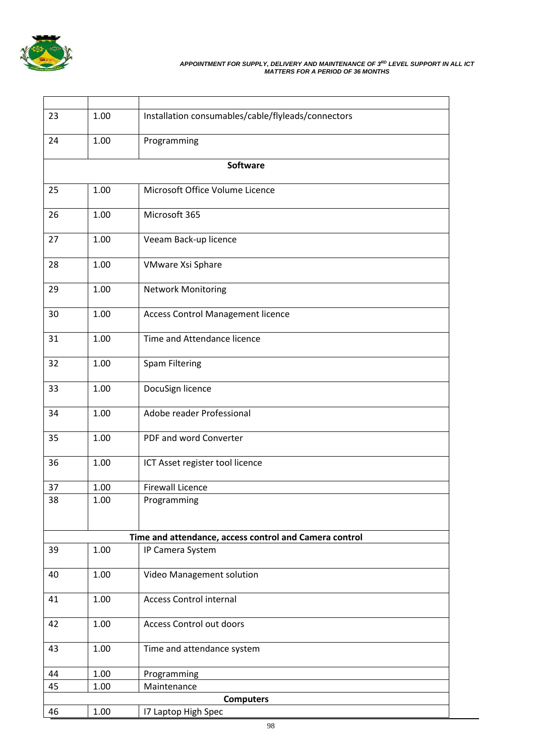| | | |
|---|---|---|
| 23 | 1.00 | Installation consumables/cable/flyleads/connectors |
| 24 | 1.00 | Programming |
| **Software** | | |
| 25 | 1.00 | Microsoft Office Volume Licence |
| 26 | 1.00 | Microsoft 365 |
| 27 | 1.00 | Veeam Back-up licence |
| 28 | 1.00 | VMware Xsi Sphare |
| 29 | 1.00 | Network Monitoring |
| 30 | 1.00 | Access Control Management licence |
| 31 | 1.00 | Time and Attendance licence |
| 32 | 1.00 | Spam Filtering |
| 33 | 1.00 | DocuSign licence |
| 34 | 1.00 | Adobe reader Professional |
| 35 | 1.00 | PDF and word Converter |
| 36 | 1.00 | ICT Asset register tool licence |
| 37 | 1.00 | Firewall Licence |
| 38 | 1.00 | Programming |
| **Time and attendance, access control and Camera control** | | |
| 39 | 1.00 | IP Camera System |
| 40 | 1.00 | Video Management solution |
| 41 | 1.00 | Access Control internal |
| 42 | 1.00 | Access Control out doors |
| 43 | 1.00 | Time and attendance system |
| 44 | 1.00 | Programming |
| 45 | 1.00 | Maintenance |
| **Computers** | | |
| 46 | 1.00 | I7 Laptop High Spec |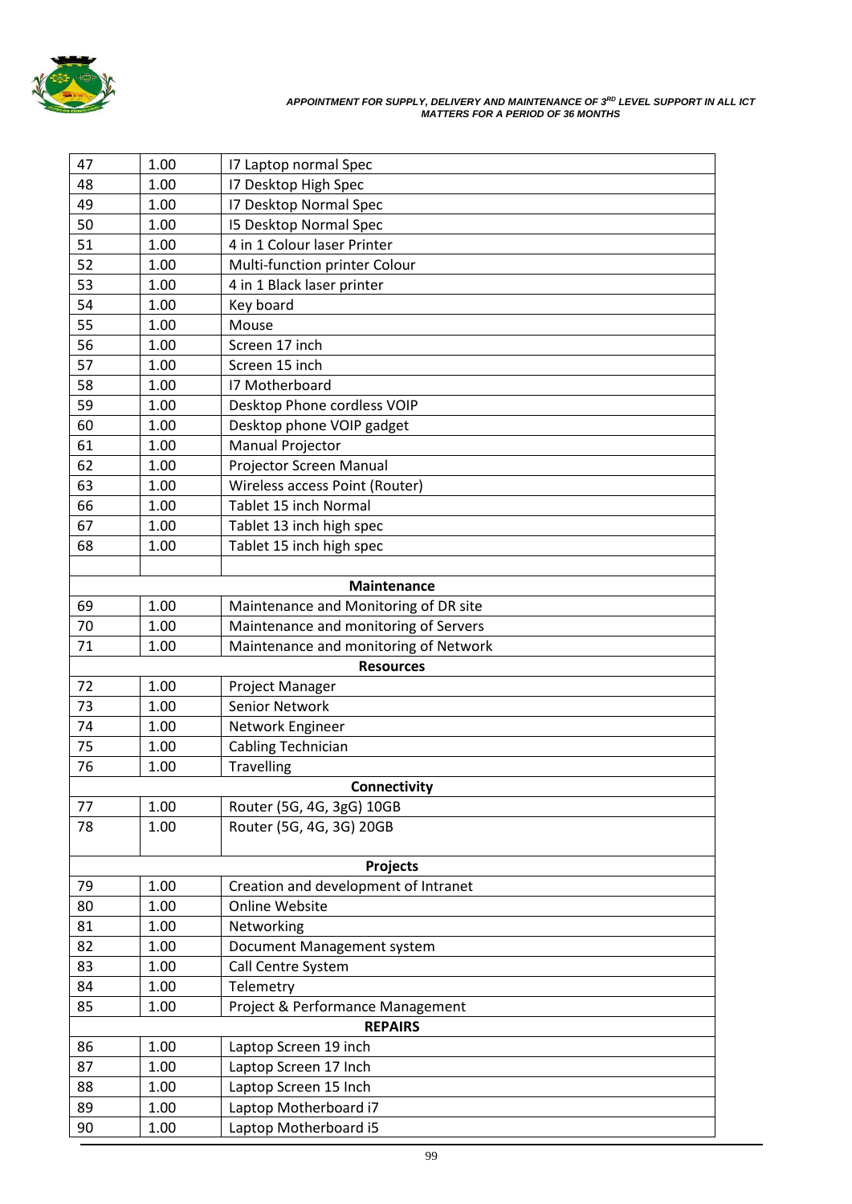| | | |
|---|---|---|
| 47 | 1.00 | I7 Laptop normal Spec |
| 48 | 1.00 | I7 Desktop High Spec |
| 49 | 1.00 | I7 Desktop Normal Spec |
| 50 | 1.00 | I5 Desktop Normal Spec |
| 51 | 1.00 | 4 in 1 Colour laser Printer |
| 52 | 1.00 | Multi-function printer Colour |
| 53 | 1.00 | 4 in 1 Black laser printer |
| 54 | 1.00 | Key board |
| 55 | 1.00 | Mouse |
| 56 | 1.00 | Screen 17 inch |
| 57 | 1.00 | Screen 15 inch |
| 58 | 1.00 | I7 Motherboard |
| 59 | 1.00 | Desktop Phone cordless VOIP |
| 60 | 1.00 | Desktop phone VOIP gadget |
| 61 | 1.00 | Manual Projector |
| 62 | 1.00 | Projector Screen Manual |
| 63 | 1.00 | Wireless access Point (Router) |
| 66 | 1.00 | Tablet 15 inch Normal |
| 67 | 1.00 | Tablet 13 inch high spec |
| 68 | 1.00 | Tablet 15 inch high spec |
| | | |
| | | **Maintenance** |
| 69 | 1.00 | Maintenance and Monitoring of DR site |
| 70 | 1.00 | Maintenance and monitoring of Servers |
| 71 | 1.00 | Maintenance and monitoring of Network |
| | | **Resources** |
| 72 | 1.00 | Project Manager |
| 73 | 1.00 | Senior Network |
| 74 | 1.00 | Network Engineer |
| 75 | 1.00 | Cabling Technician |
| 76 | 1.00 | Travelling |
| | | **Connectivity** |
| 77 | 1.00 | Router (5G, 4G, 3gG) 10GB |
| 78 | 1.00 | Router (5G, 4G, 3G) 20GB |
| | | **Projects** |
| 79 | 1.00 | Creation and development of Intranet |
| 80 | 1.00 | Online Website |
| 81 | 1.00 | Networking |
| 82 | 1.00 | Document Management system |
| 83 | 1.00 | Call Centre System |
| 84 | 1.00 | Telemetry |
| 85 | 1.00 | Project & Performance Management |
| | | **REPAIRS** |
| 86 | 1.00 | Laptop Screen 19 inch |
| 87 | 1.00 | Laptop Screen 17 Inch |
| 88 | 1.00 | Laptop Screen 15 Inch |
| 89 | 1.00 | Laptop Motherboard i7 |
| 90 | 1.00 | Laptop Motherboard i5 |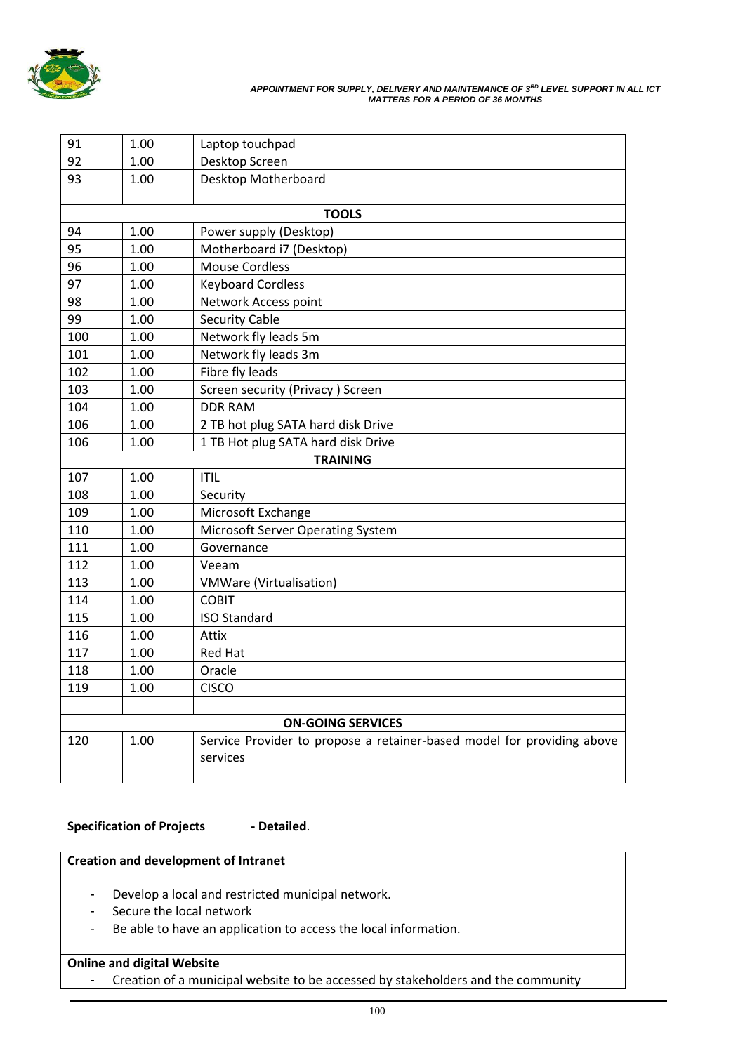| 91 | 1.00 | Laptop touchpad |
|---|---|---|
| 92 | 1.00 | Desktop Screen |
| 93 | 1.00 | Desktop Motherboard |
| | | |
| | | **TOOLS** |
| 94 | 1.00 | Power supply (Desktop) |
| 95 | 1.00 | Motherboard i7 (Desktop) |
| 96 | 1.00 | Mouse Cordless |
| 97 | 1.00 | Keyboard Cordless |
| 98 | 1.00 | Network Access point |
| 99 | 1.00 | Security Cable |
| 100 | 1.00 | Network fly leads 5m |
| 101 | 1.00 | Network fly leads 3m |
| 102 | 1.00 | Fibre fly leads |
| 103 | 1.00 | Screen security (Privacy ) Screen |
| 104 | 1.00 | DDR RAM |
| 106 | 1.00 | 2 TB hot plug SATA hard disk Drive |
| 106 | 1.00 | 1 TB Hot plug SATA hard disk Drive |
| | | **TRAINING** |
| 107 | 1.00 | ITIL |
| 108 | 1.00 | Security |
| 109 | 1.00 | Microsoft Exchange |
| 110 | 1.00 | Microsoft Server Operating System |
| 111 | 1.00 | Governance |
| 112 | 1.00 | Veeam |
| 113 | 1.00 | VMWare (Virtualisation) |
| 114 | 1.00 | COBIT |
| 115 | 1.00 | ISO Standard |
| 116 | 1.00 | Attix |
| 117 | 1.00 | Red Hat |
| 118 | 1.00 | Oracle |
| 119 | 1.00 | CISCO |
| | | |
| | | **ON-GOING SERVICES** |
| 120 | 1.00 | Service Provider to propose a retainer-based model for providing above services |

**Specification of Projects** **- Detailed**.

**Creation and development of Intranet**

- Develop a local and restricted municipal network.
- Secure the local network
- Be able to have an application to access the local information.

**Online and digital Website**

- Creation of a municipal website to be accessed by stakeholders and the community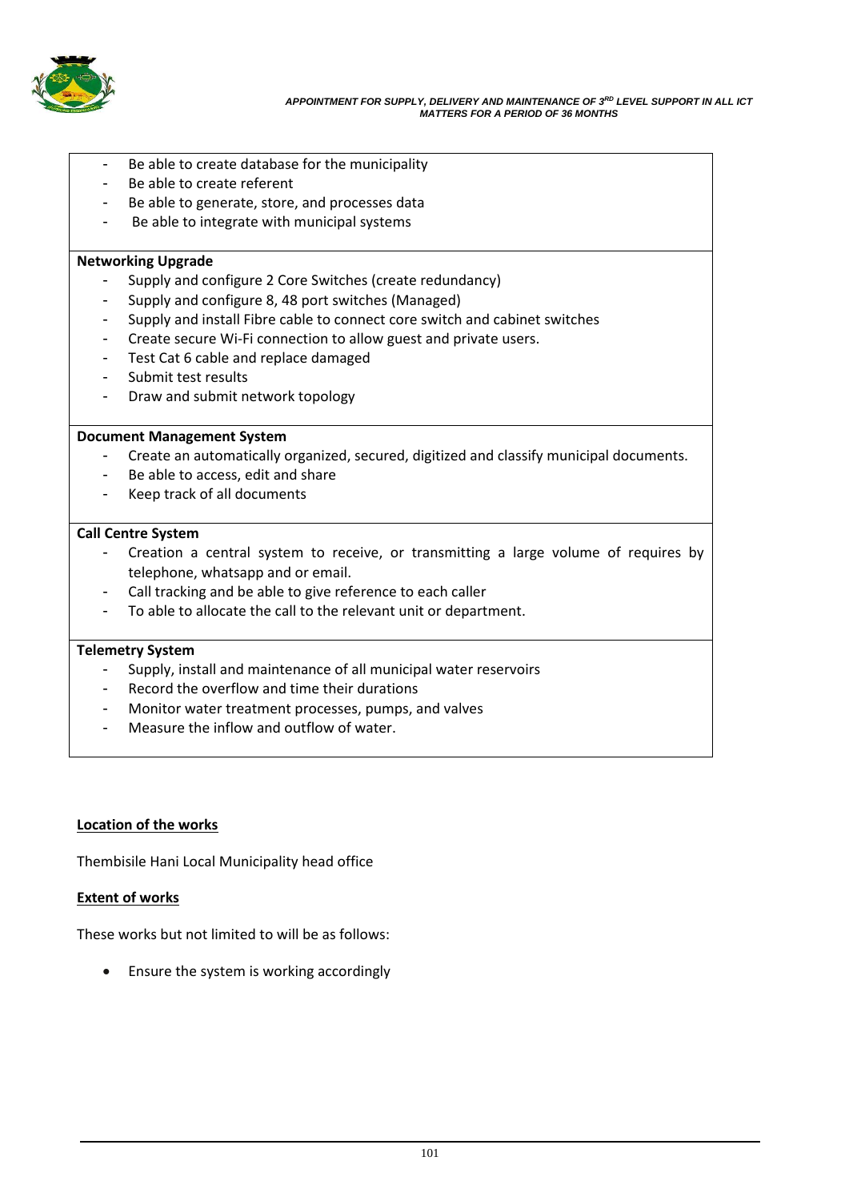- Be able to create database for the municipality
- Be able to create referent
- Be able to generate, store, and processes data
- Be able to integrate with municipal systems

**Networking Upgrade**

- Supply and configure 2 Core Switches (create redundancy)
- Supply and configure 8, 48 port switches (Managed)
- Supply and install Fibre cable to connect core switch and cabinet switches
- Create secure Wi-Fi connection to allow guest and private users.
- Test Cat 6 cable and replace damaged
- Submit test results
- Draw and submit network topology

**Document Management System**

- Create an automatically organized, secured, digitized and classify municipal documents.
- Be able to access, edit and share
- Keep track of all documents

**Call Centre System**

- Creation a central system to receive, or transmitting a large volume of requires by telephone, whatsapp and or email.
- Call tracking and be able to give reference to each caller
- To able to allocate the call to the relevant unit or department.

**Telemetry System**

- Supply, install and maintenance of all municipal water reservoirs
- Record the overflow and time their durations
- Monitor water treatment processes, pumps, and valves
- Measure the inflow and outflow of water.

**<u>Location of the works</u>**

Thembisile Hani Local Municipality head office

**<u>Extent of works</u>**

These works but not limited to will be as follows:

- Ensure the system is working accordingly